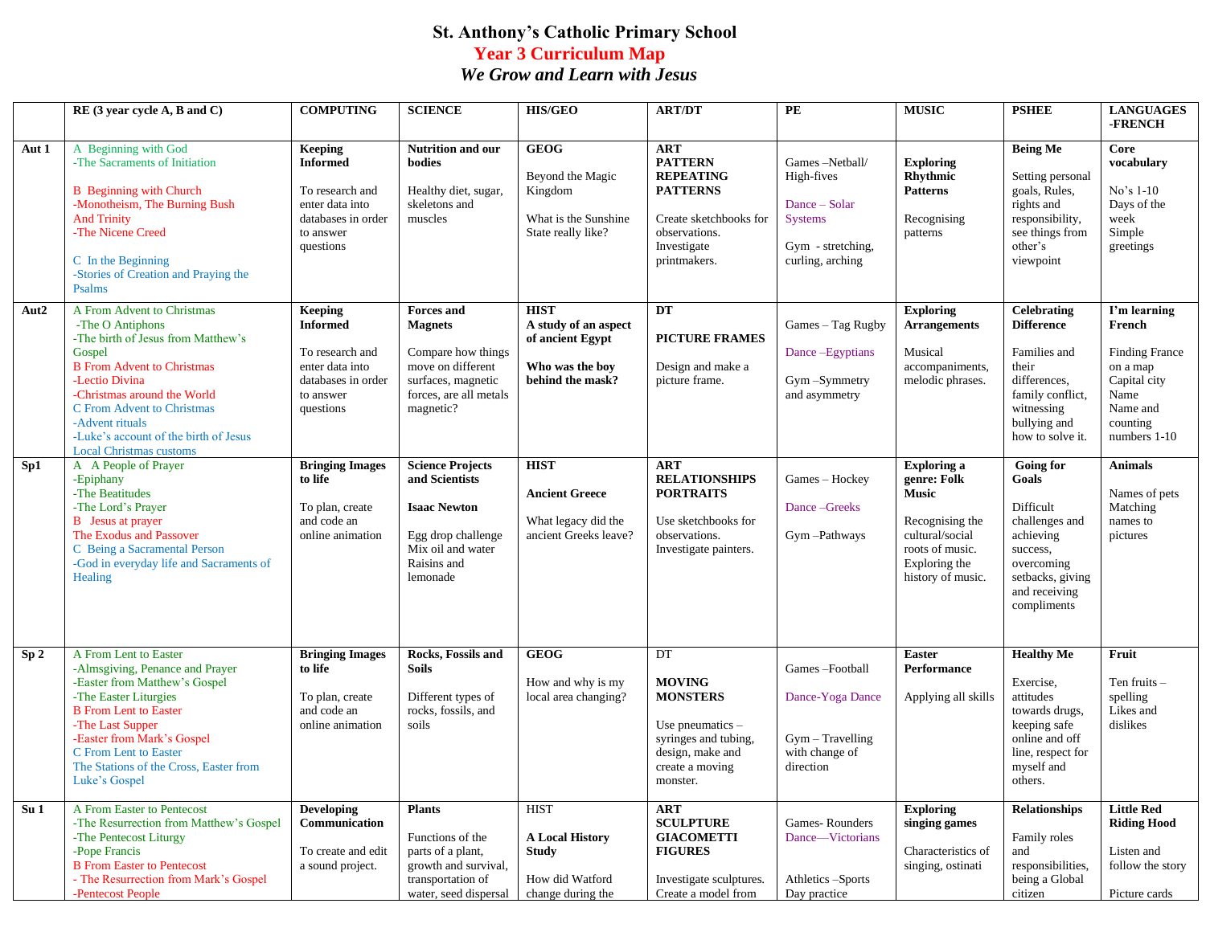# St. Anthony's Catholic Primary School

## Year 3 Curriculum Map

### *We Grow and Learn with Jesus*

| | RE (3 year cycle A, B and C) | COMPUTING | SCIENCE | HIS/GEO | ART/DT | PE | MUSIC | PSHEE | LANGUAGES -FRENCH |
|---|---|---|---|---|---|---|---|---|---|
| Aut 1 | A Beginning with God<br>-The Sacraments of Initiation<br><br>B Beginning with Church<br>-Monotheism, The Burning Bush And Trinity<br>-The Nicene Creed<br><br>C In the Beginning<br>-Stories of Creation and Praying the Psalms | **Keeping Informed**<br><br>To research and enter data into databases in order to answer questions | **Nutrition and our bodies**<br><br>Healthy diet, sugar, skeletons and muscles | **GEOG**<br><br>Beyond the Magic Kingdom<br><br>What is the Sunshine State really like? | **ART**<br>**PATTERN REPEATING PATTERNS**<br><br>Create sketchbooks for observations. Investigate printmakers. | Games –Netball/ High-fives<br><br>Dance – Solar Systems<br><br>Gym - stretching, curling, arching | **Exploring Rhythmic Patterns**<br><br>Recognising patterns | **Being Me**<br><br>Setting personal goals, Rules, rights and responsibility, see things from other's viewpoint | **Core vocabulary**<br><br>No's 1-10<br>Days of the week<br>Simple greetings |
| Aut2 | A From Advent to Christmas<br>-The O Antiphons<br>-The birth of Jesus from Matthew's Gospel<br>B From Advent to Christmas<br>-Lectio Divina<br>-Christmas around the World<br>C From Advent to Christmas<br>-Advent rituals<br>-Luke's account of the birth of Jesus<br>Local Christmas customs | **Keeping Informed**<br><br>To research and enter data into databases in order to answer questions | **Forces and Magnets**<br><br>Compare how things move on different surfaces, magnetic forces, are all metals magnetic? | **HIST**<br>**A study of an aspect of ancient Egypt**<br><br>**Who was the boy behind the mask?** | **DT**<br><br>**PICTURE FRAMES**<br><br>Design and make a picture frame. | Games – Tag Rugby<br><br>Dance –Egyptians<br><br>Gym –Symmetry and asymmetry | **Exploring Arrangements**<br><br>Musical accompaniments, melodic phrases. | **Celebrating Difference**<br><br>Families and their differences, family conflict, witnessing bullying and how to solve it. | **I'm learning French**<br><br>Finding France on a map<br>Capital city Name<br>Name and counting numbers 1-10 |
| Sp1 | A A People of Prayer<br>-Epiphany<br>-The Beatitudes<br>-The Lord's Prayer<br>B Jesus at prayer<br>The Exodus and Passover<br>C Being a Sacramental Person<br>-God in everyday life and Sacraments of Healing | **Bringing Images to life**<br><br>To plan, create and code an online animation | **Science Projects and Scientists**<br><br>**Isaac Newton**<br><br>Egg drop challenge<br>Mix oil and water<br>Raisins and lemonade | **HIST**<br><br>**Ancient Greece**<br><br>What legacy did the ancient Greeks leave? | **ART**<br>**RELATIONSHIPS PORTRAITS**<br><br>Use sketchbooks for observations. Investigate painters. | Games – Hockey<br><br>Dance –Greeks<br><br>Gym –Pathways | **Exploring a genre: Folk Music**<br><br>Recognising the cultural/social roots of music. Exploring the history of music. | **Going for Goals**<br><br>Difficult challenges and achieving success, overcoming setbacks, giving and receiving compliments | **Animals**<br><br>Names of pets<br>Matching names to pictures |
| Sp 2 | A From Lent to Easter<br>-Almsgiving, Penance and Prayer<br>-Easter from Matthew's Gospel<br>-The Easter Liturgies<br>B From Lent to Easter<br>-The Last Supper<br>-Easter from Mark's Gospel<br>C From Lent to Easter<br>The Stations of the Cross, Easter from Luke's Gospel | **Bringing Images to life**<br><br>To plan, create and code an online animation | **Rocks, Fossils and Soils**<br><br>Different types of rocks, fossils, and soils | **GEOG**<br><br>How and why is my local area changing? | DT<br><br>**MOVING MONSTERS**<br><br>Use pneumatics – syringes and tubing, design, make and create a moving monster. | Games –Football<br><br>Dance-Yoga Dance<br><br>Gym – Travelling with change of direction | **Easter Performance**<br><br>Applying all skills | **Healthy Me**<br><br>Exercise, attitudes towards drugs, keeping safe online and off line, respect for myself and others. | **Fruit**<br><br>Ten fruits – spelling<br>Likes and dislikes |
| Su 1 | A From Easter to Pentecost<br>-The Resurrection from Matthew's Gospel<br>-The Pentecost Liturgy<br>-Pope Francis<br>B From Easter to Pentecost<br>- The Resurrection from Mark's Gospel<br>-Pentecost People | **Developing Communication**<br><br>To create and edit a sound project. | **Plants**<br><br>Functions of the parts of a plant, growth and survival, transportation of water, seed dispersal | HIST<br><br>**A Local History Study**<br><br>How did Watford change during the | **ART**<br>**SCULPTURE GIACOMETTI FIGURES**<br><br>Investigate sculptures. Create a model from | Games- Rounders<br>Dance—Victorians<br><br>Athletics –Sports Day practice | **Exploring singing games**<br><br>Characteristics of singing, ostinati | **Relationships**<br><br>Family roles and responsibilities, being a Global citizen | **Little Red Riding Hood**<br><br>Listen and follow the story<br><br>Picture cards |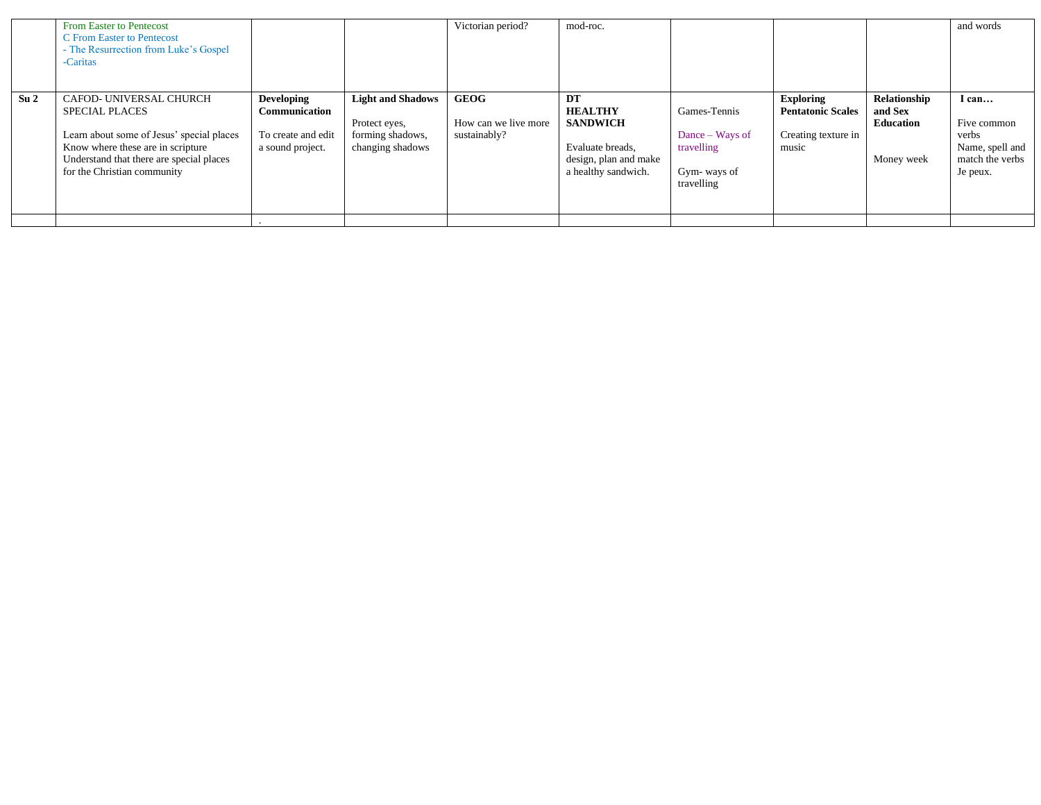| | | | | | | | | | |
|---|---|---|---|---|---|---|---|---|---|
| | From Easter to Pentecost<br>C From Easter to Pentecost<br>- The Resurrection from Luke's Gospel<br>-Caritas | | | Victorian period? | mod-roc. | | | | and words |
| **Su 2** | CAFOD- UNIVERSAL CHURCH<br>SPECIAL PLACES<br><br>Learn about some of Jesus' special places<br>Know where these are in scripture<br>Understand that there are special places for the Christian community | **Developing Communication**<br><br>To create and edit a sound project. | **Light and Shadows**<br><br>Protect eyes, forming shadows, changing shadows | **GEOG**<br><br>How can we live more sustainably? | **DT**<br>**HEALTHY SANDWICH**<br><br>Evaluate breads, design, plan and make a healthy sandwich. | Games-Tennis<br><br>Dance – Ways of travelling<br><br>Gym- ways of travelling | **Exploring Pentatonic Scales**<br><br>Creating texture in music | **Relationship and Sex Education**<br><br><br>Money week | **I can…**<br><br>Five common verbs<br>Name, spell and match the verbs<br>Je peux. |
| | | . | | | | | | | |